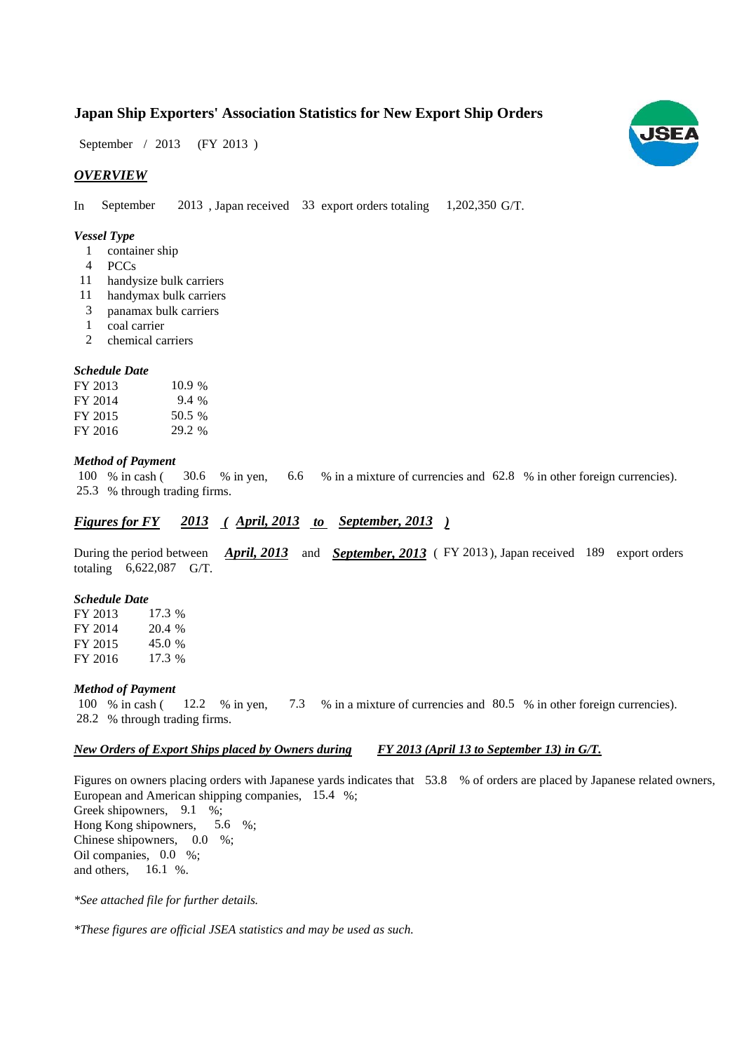# Japan Ship Exporters' Association Statistics for New Export Ship Orders

September / 2013 (FY 2013 )

## *OVERVIEW*

In September 2013 , Japan received 33 export orders totaling 1,202,350 G/T.

### *Vessel Type*

- 1 container ship
- 4 PCCs
- 11 handysize bulk carriers
- 11 handymax bulk carriers
- 3 panamax bulk carriers
- 1 coal carrier
- 2 chemical carriers

### *Schedule Date*

| | |
|---|---|
| FY 2013 | 10.9 % |
| FY 2014 | 9.4 % |
| FY 2015 | 50.5 % |
| FY 2016 | 29.2 % |

### *Method of Payment*

100 % in cash ( 30.6 % in yen, 6.6 % in a mixture of currencies and 62.8 % in other foreign currencies).
25.3 % through trading firms.

## *Figures for FY 2013 ( April, 2013 to September, 2013 )*

During the period between ***April, 2013*** and ***September, 2013*** ( FY 2013 ), Japan received 189 export orders totaling 6,622,087 G/T.

### *Schedule Date*

| | |
|---|---|
| FY 2013 | 17.3 % |
| FY 2014 | 20.4 % |
| FY 2015 | 45.0 % |
| FY 2016 | 17.3 % |

### *Method of Payment*

100 % in cash ( 12.2 % in yen, 7.3 % in a mixture of currencies and 80.5 % in other foreign currencies).
28.2 % through trading firms.

## *New Orders of Export Ships placed by Owners during FY 2013 (April 13 to September 13) in G/T.*

Figures on owners placing orders with Japanese yards indicates that 53.8 % of orders are placed by Japanese related owners,
European and American shipping companies, 15.4 %;
Greek shipowners, 9.1 %;
Hong Kong shipowners, 5.6 %;
Chinese shipowners, 0.0 %;
Oil companies, 0.0 %;
and others, 16.1 %.

*\*See attached file for further details.*

*\*These figures are official JSEA statistics and may be used as such.*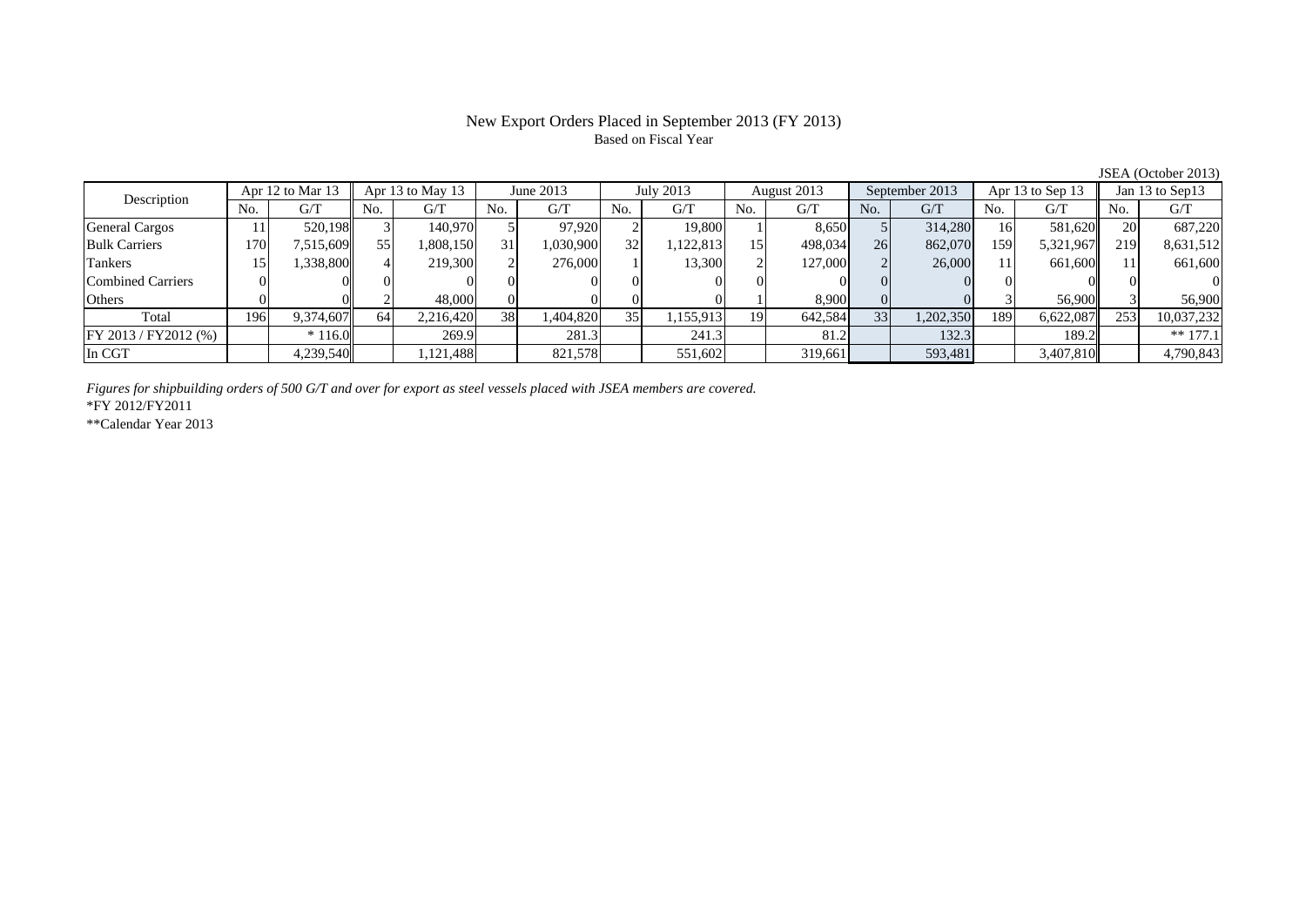# New Export Orders Placed in September 2013 (FY 2013)

Based on Fiscal Year

JSEA (October 2013)

| Description | Apr 12 to Mar 13 | | Apr 13 to May 13 | | June 2013 | | July 2013 | | August 2013 | | September 2013 | | Apr 13 to Sep 13 | | Jan 13 to Sep13 | |
|---|---|---|---|---|---|---|---|---|---|---|---|---|---|---|---|---|
| | No. | G/T | No. | G/T | No. | G/T | No. | G/T | No. | G/T | No. | G/T | No. | G/T | No. | G/T |
| General Cargos | 11 | 520,198 | 3 | 140,970 | 5 | 97,920 | 2 | 19,800 | 1 | 8,650 | 5 | 314,280 | 16 | 581,620 | 20 | 687,220 |
| Bulk Carriers | 170 | 7,515,609 | 55 | 1,808,150 | 31 | 1,030,900 | 32 | 1,122,813 | 15 | 498,034 | 26 | 862,070 | 159 | 5,321,967 | 219 | 8,631,512 |
| Tankers | 15 | 1,338,800 | 4 | 219,300 | 2 | 276,000 | 1 | 13,300 | 2 | 127,000 | 2 | 26,000 | 11 | 661,600 | 11 | 661,600 |
| Combined Carriers | 0 | 0 | 0 | 0 | 0 | 0 | 0 | 0 | 0 | 0 | 0 | 0 | 0 | 0 | 0 | 0 |
| Others | 0 | 0 | 2 | 48,000 | 0 | 0 | 0 | 0 | 1 | 8,900 | 0 | 0 | 3 | 56,900 | 3 | 56,900 |
| Total | 196 | 9,374,607 | 64 | 2,216,420 | 38 | 1,404,820 | 35 | 1,155,913 | 19 | 642,584 | 33 | 1,202,350 | 189 | 6,622,087 | 253 | 10,037,232 |
| FY 2013 / FY2012 (%) | | * 116.0 | | 269.9 | | 281.3 | | 241.3 | | 81.2 | | 132.3 | | 189.2 | | ** 177.1 |
| In CGT | | 4,239,540 | | 1,121,488 | | 821,578 | | 551,602 | | 319,661 | | 593,481 | | 3,407,810 | | 4,790,843 |

*Figures for shipbuilding orders of 500 G/T and over for export as steel vessels placed with JSEA members are covered.*

*FY 2012/FY2011

**Calendar Year 2013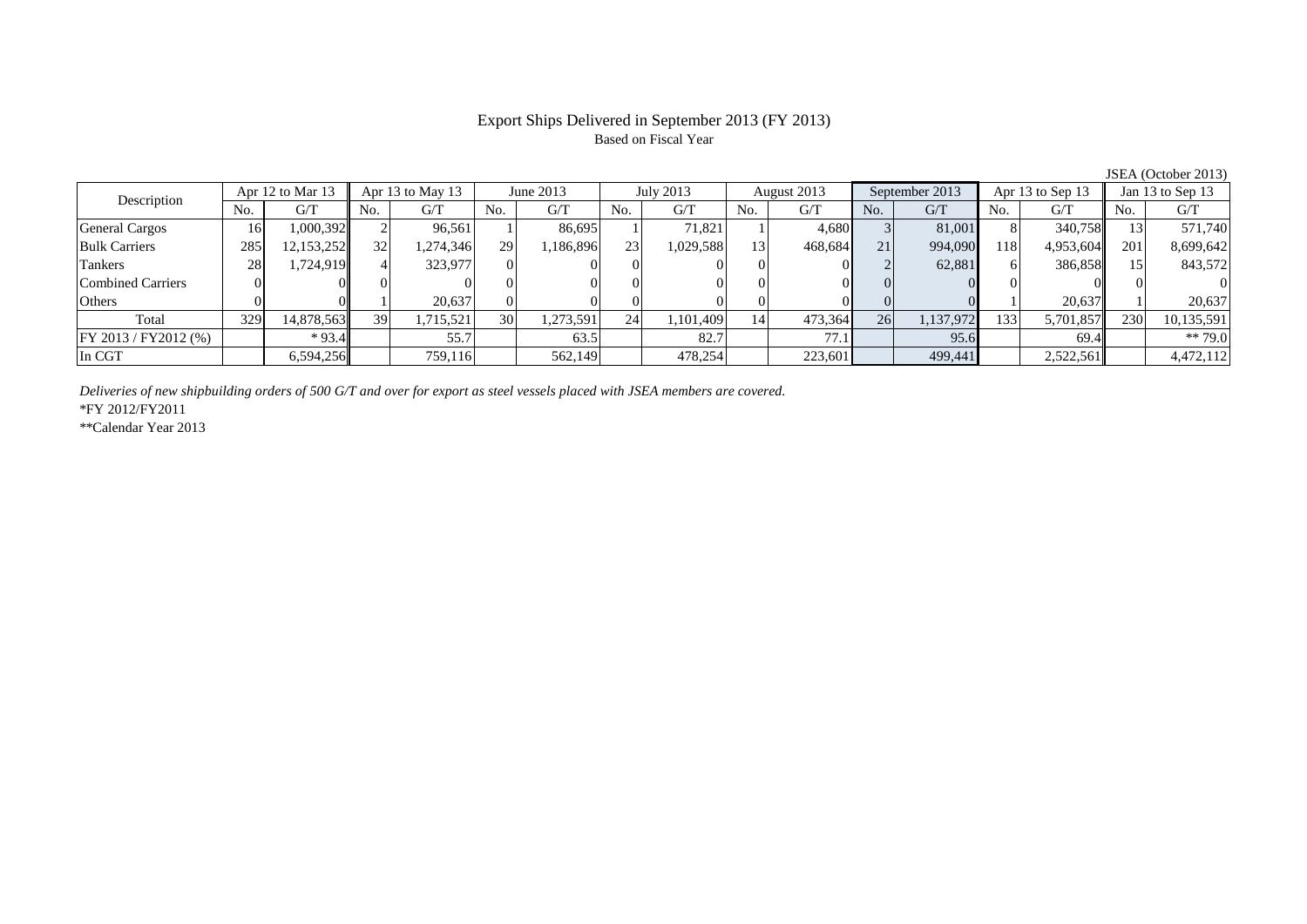# Export Ships Delivered in September 2013 (FY 2013)

Based on Fiscal Year

JSEA (October 2013)

| Description | Apr 12 to Mar 13 | | Apr 13 to May 13 | | June 2013 | | July 2013 | | August 2013 | | September 2013 | | Apr 13 to Sep 13 | | Jan 13 to Sep 13 | |
|---|---|---|---|---|---|---|---|---|---|---|---|---|---|---|---|---|
| | No. | G/T | No. | G/T | No. | G/T | No. | G/T | No. | G/T | No. | G/T | No. | G/T | No. | G/T |
| General Cargos | 16 | 1,000,392 | 2 | 96,561 | 1 | 86,695 | 1 | 71,821 | 1 | 4,680 | 3 | 81,001 | 8 | 340,758 | 13 | 571,740 |
| Bulk Carriers | 285 | 12,153,252 | 32 | 1,274,346 | 29 | 1,186,896 | 23 | 1,029,588 | 13 | 468,684 | 21 | 994,090 | 118 | 4,953,604 | 201 | 8,699,642 |
| Tankers | 28 | 1,724,919 | 4 | 323,977 | 0 | 0 | 0 | 0 | 0 | 0 | 2 | 62,881 | 6 | 386,858 | 15 | 843,572 |
| Combined Carriers | 0 | 0 | 0 | 0 | 0 | 0 | 0 | 0 | 0 | 0 | 0 | 0 | 0 | 0 | 0 | 0 |
| Others | 0 | 0 | 1 | 20,637 | 0 | 0 | 0 | 0 | 0 | 0 | 0 | 0 | 1 | 20,637 | 1 | 20,637 |
| Total | 329 | 14,878,563 | 39 | 1,715,521 | 30 | 1,273,591 | 24 | 1,101,409 | 14 | 473,364 | 26 | 1,137,972 | 133 | 5,701,857 | 230 | 10,135,591 |
| FY 2013 / FY2012 (%) | | * 93.4 | | 55.7 | | 63.5 | | 82.7 | | 77.1 | | 95.6 | | 69.4 | | ** 79.0 |
| In CGT | | 6,594,256 | | 759,116 | | 562,149 | | 478,254 | | 223,601 | | 499,441 | | 2,522,561 | | 4,472,112 |

*Deliveries of new shipbuilding orders of 500 G/T and over for export as steel vessels placed with JSEA members are covered.*

*FY 2012/FY2011

**Calendar Year 2013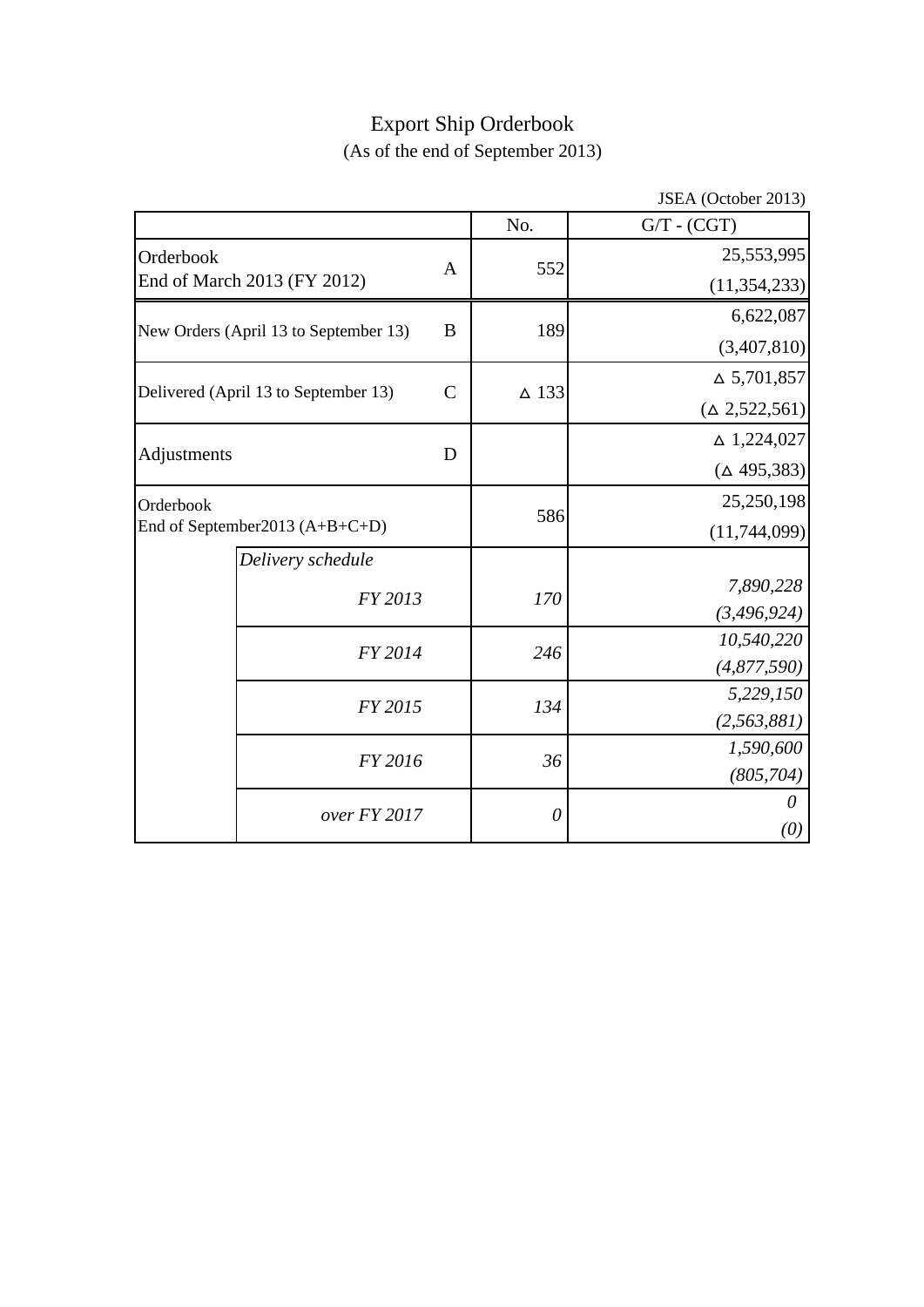# Export Ship Orderbook

(As of the end of September 2013)

JSEA (October 2013)

| | | | No. | G/T - (CGT) |
|---|---|---|---|---|
| Orderbook<br>End of March 2013 (FY 2012) | | A | 552 | 25,553,995<br>(11,354,233) |
| New Orders (April 13 to September 13) | | B | 189 | 6,622,087<br>(3,407,810) |
| Delivered (April 13 to September 13) | | C | ∆ 133 | ∆ 5,701,857<br>(∆ 2,522,561) |
| Adjustments | | D | | ∆ 1,224,027<br>(∆ 495,383) |
| Orderbook<br>End of September2013 (A+B+C+D) | | | 586 | 25,250,198<br>(11,744,099) |
| | *Delivery schedule* | | | |
| | *FY 2013* | | *170* | *7,890,228*<br>*(3,496,924)* |
| | *FY 2014* | | *246* | *10,540,220*<br>*(4,877,590)* |
| | *FY 2015* | | *134* | *5,229,150*<br>*(2,563,881)* |
| | *FY 2016* | | *36* | *1,590,600*<br>*(805,704)* |
| | *over FY 2017* | | *0* | *0*<br>*(0)* |